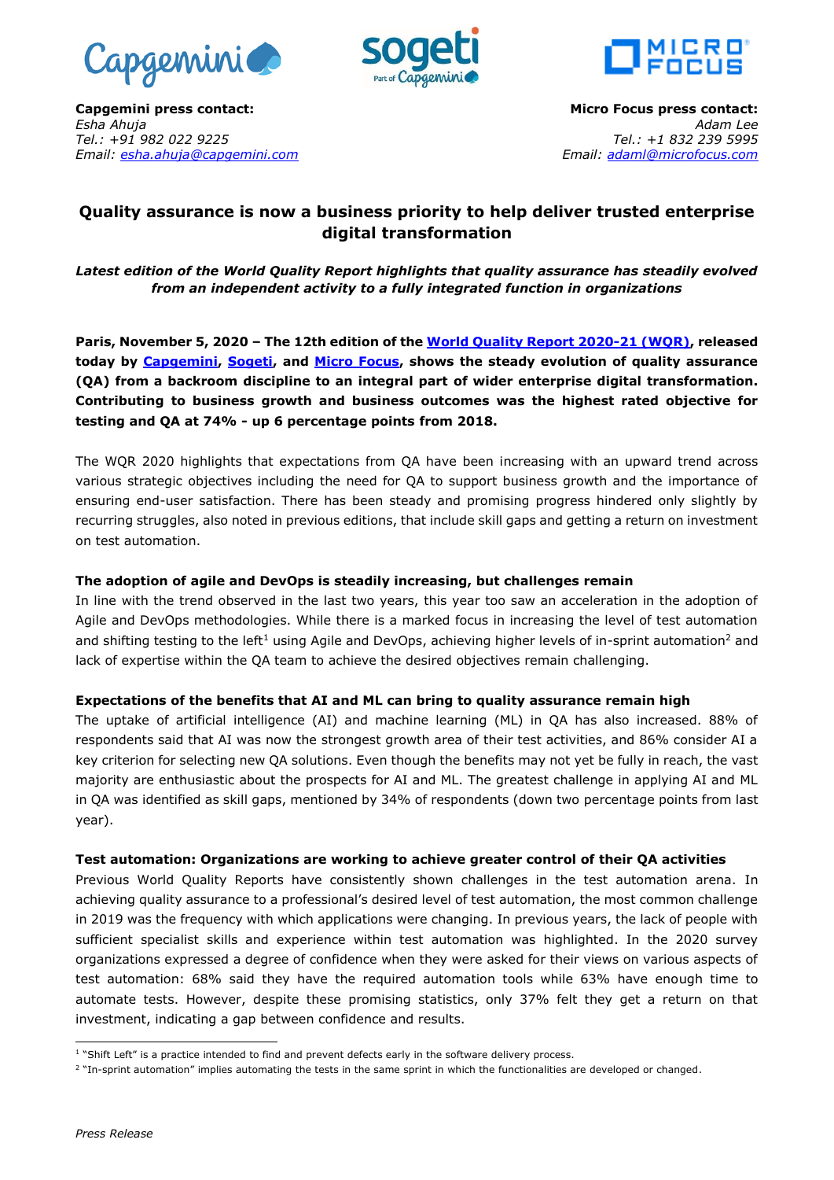**Capgemini press contact:**
*Esha Ahuja*
*Tel.: +91 982 022 9225*
*Email: esha.ahuja@capgemini.com*

**Micro Focus press contact:**
*Adam Lee*
*Tel.: +1 832 239 5995*
*Email: adaml@microfocus.com*

# Quality assurance is now a business priority to help deliver trusted enterprise digital transformation

***Latest edition of the World Quality Report highlights that quality assurance has steadily evolved from an independent activity to a fully integrated function in organizations***

**Paris, November 5, 2020 – The 12th edition of the World Quality Report 2020-21 (WQR), released today by Capgemini, Sogeti, and Micro Focus, shows the steady evolution of quality assurance (QA) from a backroom discipline to an integral part of wider enterprise digital transformation. Contributing to business growth and business outcomes was the highest rated objective for testing and QA at 74% - up 6 percentage points from 2018.**

The WQR 2020 highlights that expectations from QA have been increasing with an upward trend across various strategic objectives including the need for QA to support business growth and the importance of ensuring end-user satisfaction. There has been steady and promising progress hindered only slightly by recurring struggles, also noted in previous editions, that include skill gaps and getting a return on investment on test automation.

**The adoption of agile and DevOps is steadily increasing, but challenges remain**

In line with the trend observed in the last two years, this year too saw an acceleration in the adoption of Agile and DevOps methodologies. While there is a marked focus in increasing the level of test automation and shifting testing to the left[1] using Agile and DevOps, achieving higher levels of in-sprint automation[2] and lack of expertise within the QA team to achieve the desired objectives remain challenging.

**Expectations of the benefits that AI and ML can bring to quality assurance remain high**

The uptake of artificial intelligence (AI) and machine learning (ML) in QA has also increased. 88% of respondents said that AI was now the strongest growth area of their test activities, and 86% consider AI a key criterion for selecting new QA solutions. Even though the benefits may not yet be fully in reach, the vast majority are enthusiastic about the prospects for AI and ML. The greatest challenge in applying AI and ML in QA was identified as skill gaps, mentioned by 34% of respondents (down two percentage points from last year).

**Test automation: Organizations are working to achieve greater control of their QA activities**

Previous World Quality Reports have consistently shown challenges in the test automation arena. In achieving quality assurance to a professional's desired level of test automation, the most common challenge in 2019 was the frequency with which applications were changing. In previous years, the lack of people with sufficient specialist skills and experience within test automation was highlighted. In the 2020 survey organizations expressed a degree of confidence when they were asked for their views on various aspects of test automation: 68% said they have the required automation tools while 63% have enough time to automate tests. However, despite these promising statistics, only 37% felt they get a return on that investment, indicating a gap between confidence and results.

---

[1] "Shift Left" is a practice intended to find and prevent defects early in the software delivery process.

[2] "In-sprint automation" implies automating the tests in the same sprint in which the functionalities are developed or changed.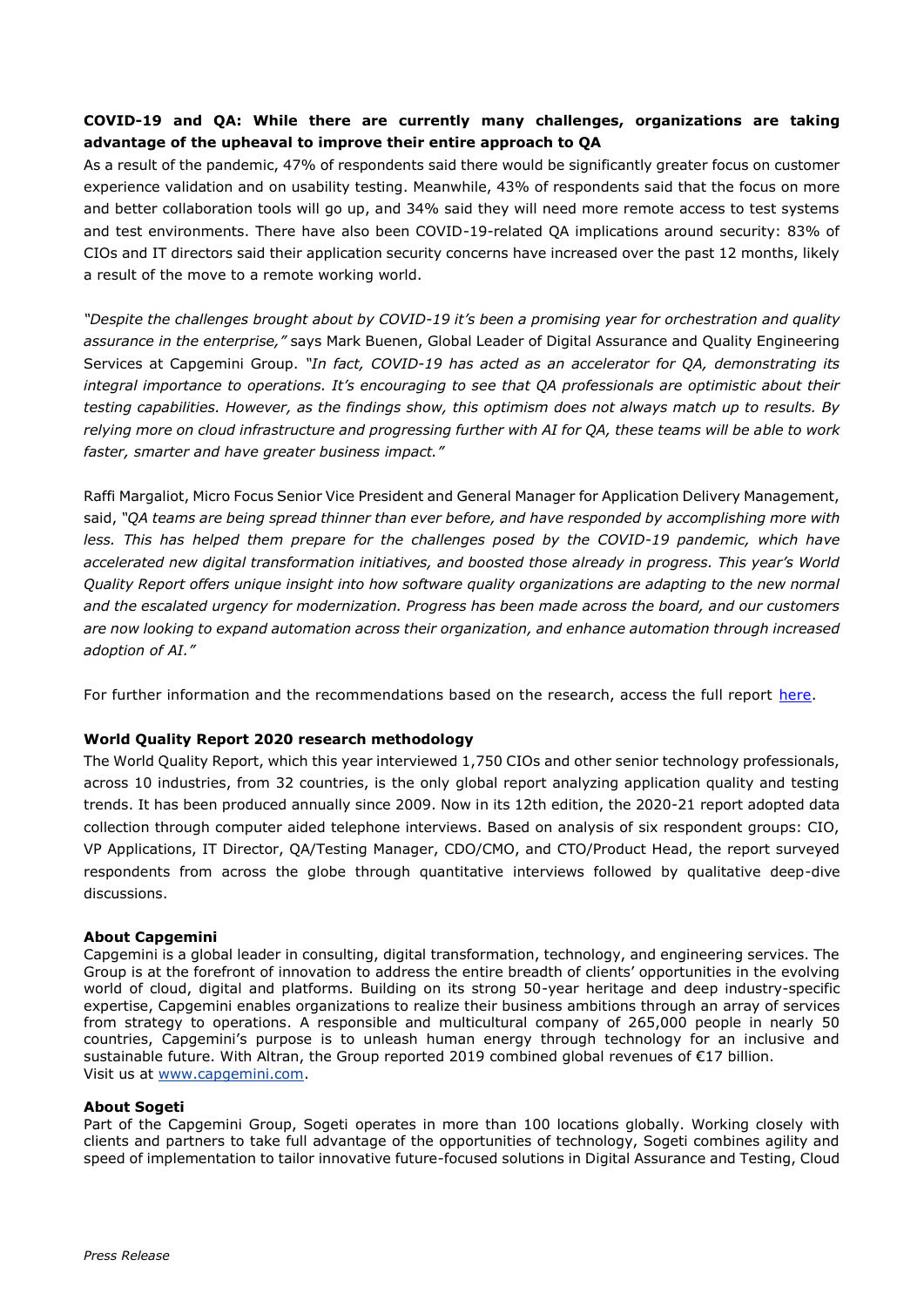**COVID-19 and QA: While there are currently many challenges, organizations are taking advantage of the upheaval to improve their entire approach to QA**

As a result of the pandemic, 47% of respondents said there would be significantly greater focus on customer experience validation and on usability testing. Meanwhile, 43% of respondents said that the focus on more and better collaboration tools will go up, and 34% said they will need more remote access to test systems and test environments. There have also been COVID-19-related QA implications around security: 83% of CIOs and IT directors said their application security concerns have increased over the past 12 months, likely a result of the move to a remote working world.

*"Despite the challenges brought about by COVID-19 it's been a promising year for orchestration and quality assurance in the enterprise,"* says Mark Buenen, Global Leader of Digital Assurance and Quality Engineering Services at Capgemini Group. *"In fact, COVID-19 has acted as an accelerator for QA, demonstrating its integral importance to operations. It's encouraging to see that QA professionals are optimistic about their testing capabilities. However, as the findings show, this optimism does not always match up to results. By relying more on cloud infrastructure and progressing further with AI for QA, these teams will be able to work faster, smarter and have greater business impact."*

Raffi Margaliot, Micro Focus Senior Vice President and General Manager for Application Delivery Management, said, *"QA teams are being spread thinner than ever before, and have responded by accomplishing more with less. This has helped them prepare for the challenges posed by the COVID-19 pandemic, which have accelerated new digital transformation initiatives, and boosted those already in progress. This year's World Quality Report offers unique insight into how software quality organizations are adapting to the new normal and the escalated urgency for modernization. Progress has been made across the board, and our customers are now looking to expand automation across their organization, and enhance automation through increased adoption of AI."*

For further information and the recommendations based on the research, access the full report here.

**World Quality Report 2020 research methodology**

The World Quality Report, which this year interviewed 1,750 CIOs and other senior technology professionals, across 10 industries, from 32 countries, is the only global report analyzing application quality and testing trends. It has been produced annually since 2009. Now in its 12th edition, the 2020-21 report adopted data collection through computer aided telephone interviews. Based on analysis of six respondent groups: CIO, VP Applications, IT Director, QA/Testing Manager, CDO/CMO, and CTO/Product Head, the report surveyed respondents from across the globe through quantitative interviews followed by qualitative deep-dive discussions.

**About Capgemini**

Capgemini is a global leader in consulting, digital transformation, technology, and engineering services. The Group is at the forefront of innovation to address the entire breadth of clients' opportunities in the evolving world of cloud, digital and platforms. Building on its strong 50-year heritage and deep industry-specific expertise, Capgemini enables organizations to realize their business ambitions through an array of services from strategy to operations. A responsible and multicultural company of 265,000 people in nearly 50 countries, Capgemini's purpose is to unleash human energy through technology for an inclusive and sustainable future. With Altran, the Group reported 2019 combined global revenues of €17 billion.
Visit us at www.capgemini.com.

**About Sogeti**

Part of the Capgemini Group, Sogeti operates in more than 100 locations globally. Working closely with clients and partners to take full advantage of the opportunities of technology, Sogeti combines agility and speed of implementation to tailor innovative future-focused solutions in Digital Assurance and Testing, Cloud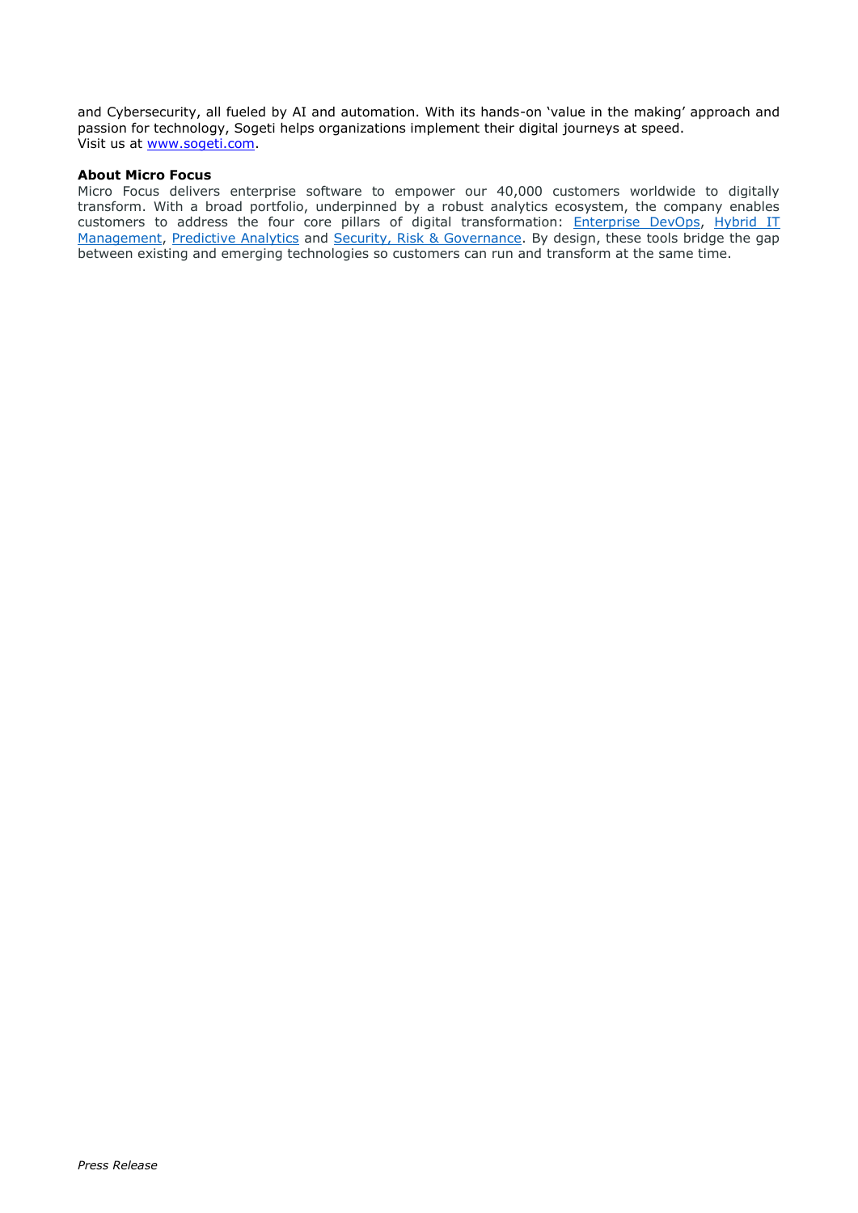and Cybersecurity, all fueled by AI and automation. With its hands-on 'value in the making' approach and passion for technology, Sogeti helps organizations implement their digital journeys at speed.
Visit us at [www.sogeti.com](www.sogeti.com).

**About Micro Focus**

Micro Focus delivers enterprise software to empower our 40,000 customers worldwide to digitally transform. With a broad portfolio, underpinned by a robust analytics ecosystem, the company enables customers to address the four core pillars of digital transformation: Enterprise DevOps, Hybrid IT Management, Predictive Analytics and Security, Risk & Governance. By design, these tools bridge the gap between existing and emerging technologies so customers can run and transform at the same time.